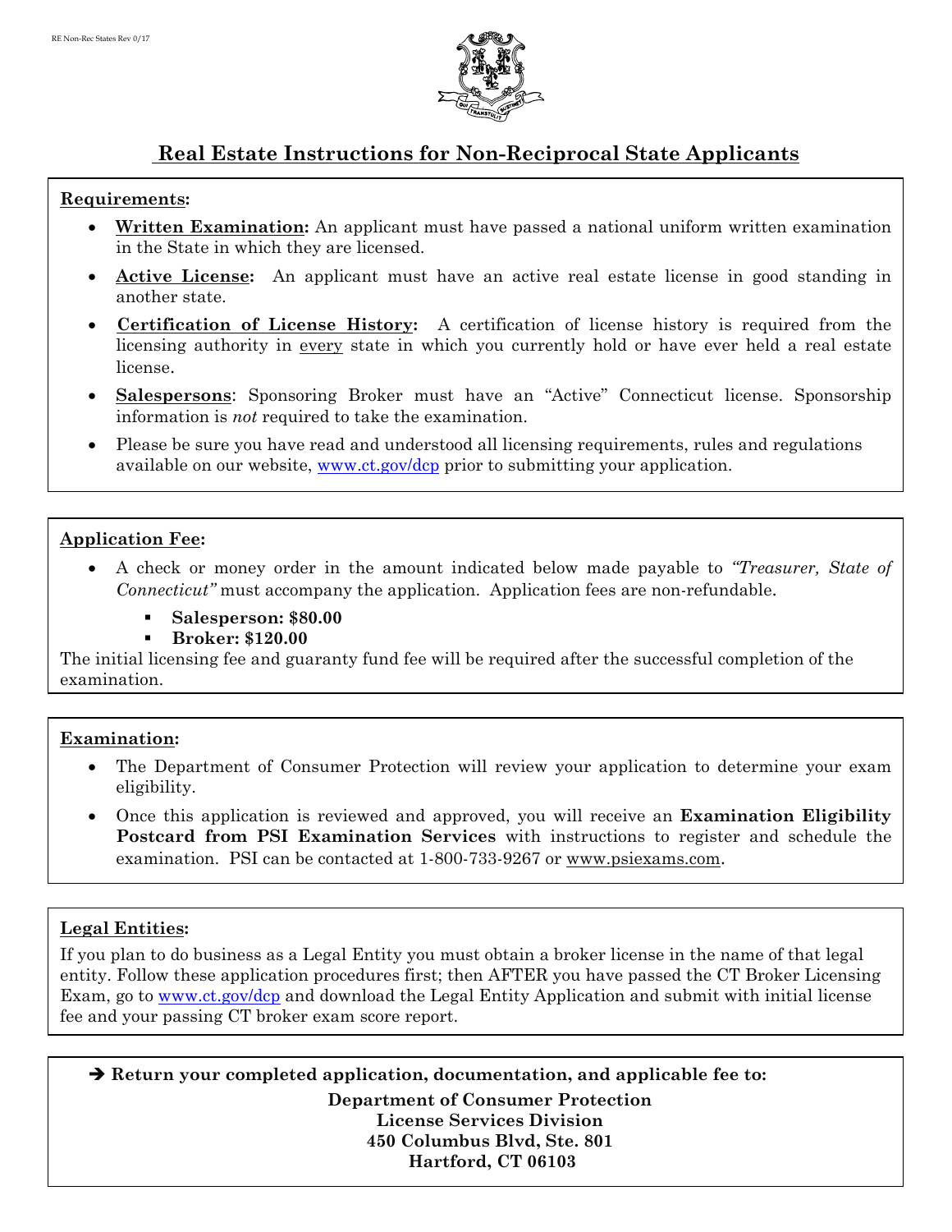# Real Estate Instructions for Non-Reciprocal State Applicants

## Requirements:

- **Written Examination:** An applicant must have passed a national uniform written examination in the State in which they are licensed.
- **Active License:** An applicant must have an active real estate license in good standing in another state.
- **Certification of License History:** A certification of license history is required from the licensing authority in every state in which you currently hold or have ever held a real estate license.
- **Salespersons**: Sponsoring Broker must have an "Active" Connecticut license. Sponsorship information is *not* required to take the examination.
- Please be sure you have read and understood all licensing requirements, rules and regulations available on our website, www.ct.gov/dcp prior to submitting your application.

## Application Fee:

- A check or money order in the amount indicated below made payable to *"Treasurer, State of Connecticut"* must accompany the application. Application fees are non-refundable.
  - **Salesperson: $80.00**
  - **Broker: $120.00**

The initial licensing fee and guaranty fund fee will be required after the successful completion of the examination.

## Examination:

- The Department of Consumer Protection will review your application to determine your exam eligibility.
- Once this application is reviewed and approved, you will receive an **Examination Eligibility Postcard from PSI Examination Services** with instructions to register and schedule the examination. PSI can be contacted at 1-800-733-9267 or www.psiexams.com.

## Legal Entities:

If you plan to do business as a Legal Entity you must obtain a broker license in the name of that legal entity. Follow these application procedures first; then AFTER you have passed the CT Broker Licensing Exam, go to www.ct.gov/dcp and download the Legal Entity Application and submit with initial license fee and your passing CT broker exam score report.

**➔ Return your completed application, documentation, and applicable fee to:**

**Department of Consumer Protection**
**License Services Division**
**450 Columbus Blvd, Ste. 801**
**Hartford, CT 06103**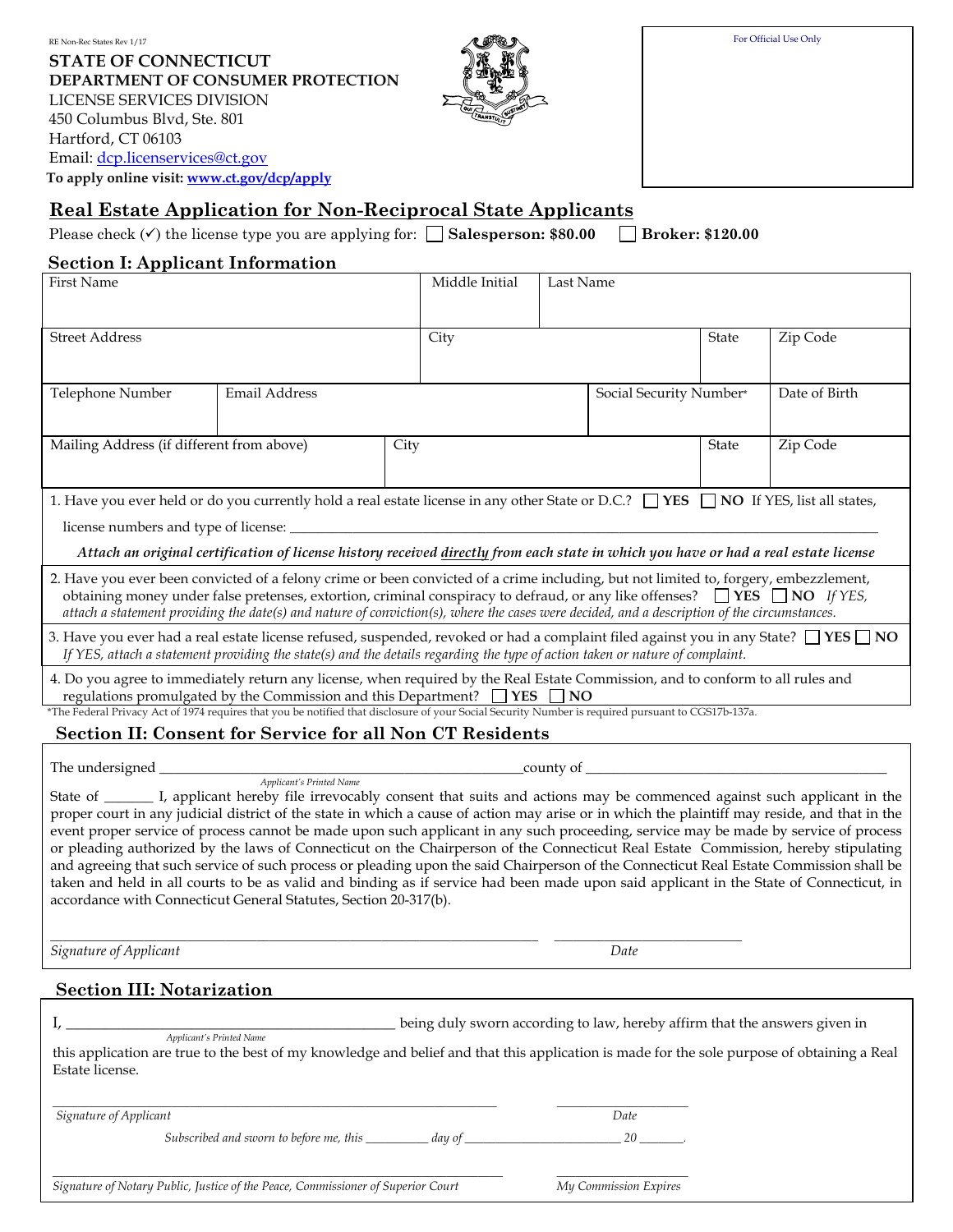RE Non-Rec States Rev 1/17

**STATE OF CONNECTICUT**
**DEPARTMENT OF CONSUMER PROTECTION**
LICENSE SERVICES DIVISION
450 Columbus Blvd, Ste. 801
Hartford, CT 06103
Email: dcp.licenseservices@ct.gov
**To apply online visit: www.ct.gov/dcp/apply**

For Official Use Only

## Real Estate Application for Non-Reciprocal State Applicants

Please check (✓) the license type you are applying for: ☐ **Salesperson: $80.00** ☐ **Broker: $120.00**

### Section I: Applicant Information

| First Name | | Middle Initial | Last Name | | |
|---|---|---|---|---|---|
| Street Address | | City | | State | Zip Code |
| Telephone Number | Email Address | | Social Security Number* | | Date of Birth |
| Mailing Address (if different from above) | | City | | State | Zip Code |

1. Have you ever held or do you currently hold a real estate license in any other State or D.C.? ☐ **YES** ☐ **NO** If YES, list all states, license numbers and type of license: ______________________________

   ***Attach an original certification of license history received directly from each state in which you have or had a real estate license***

2. Have you ever been convicted of a felony crime or been convicted of a crime including, but not limited to, forgery, embezzlement, obtaining money under false pretenses, extortion, criminal conspiracy to defraud, or any like offenses? ☐ **YES** ☐ **NO** *If YES, attach a statement providing the date(s) and nature of conviction(s), where the cases were decided, and a description of the circumstances.*

3. Have you ever had a real estate license refused, suspended, revoked or had a complaint filed against you in any State? ☐ **YES** ☐ **NO** *If YES, attach a statement providing the state(s) and the details regarding the type of action taken or nature of complaint.*

4. Do you agree to immediately return any license, when required by the Real Estate Commission, and to conform to all rules and regulations promulgated by the Commission and this Department? ☐ **YES** ☐ **NO**

*The Federal Privacy Act of 1974 requires that you be notified that disclosure of your Social Security Number is required pursuant to CGS17b-137a.

### Section II: Consent for Service for all Non CT Residents

The undersigned ______________________________ county of ______________________________
*Applicant's Printed Name*

State of _______ I, applicant hereby file irrevocably consent that suits and actions may be commenced against such applicant in the proper court in any judicial district of the state in which a cause of action may arise or in which the plaintiff may reside, and that in the event proper service of process cannot be made upon such applicant in any such proceeding, service may be made by service of process or pleading authorized by the laws of Connecticut on the Chairperson of the Connecticut Real Estate Commission, hereby stipulating and agreeing that such service of such process or pleading upon the said Chairperson of the Connecticut Real Estate Commission shall be taken and held in all courts to be as valid and binding as if service had been made upon said applicant in the State of Connecticut, in accordance with Connecticut General Statutes, Section 20-317(b).

______________________________ ______________________________
*Signature of Applicant* *Date*

### Section III: Notarization

I, ______________________________ being duly sworn according to law, hereby affirm that the answers given in
*Applicant's Printed Name*

this application are true to the best of my knowledge and belief and that this application is made for the sole purpose of obtaining a Real Estate license.

______________________________ ______________________________
*Signature of Applicant* *Date*

*Subscribed and sworn to before me, this _________ day of ______________________ 20 _______.*

______________________________ ______________________________
*Signature of Notary Public, Justice of the Peace, Commissioner of Superior Court* *My Commission Expires*